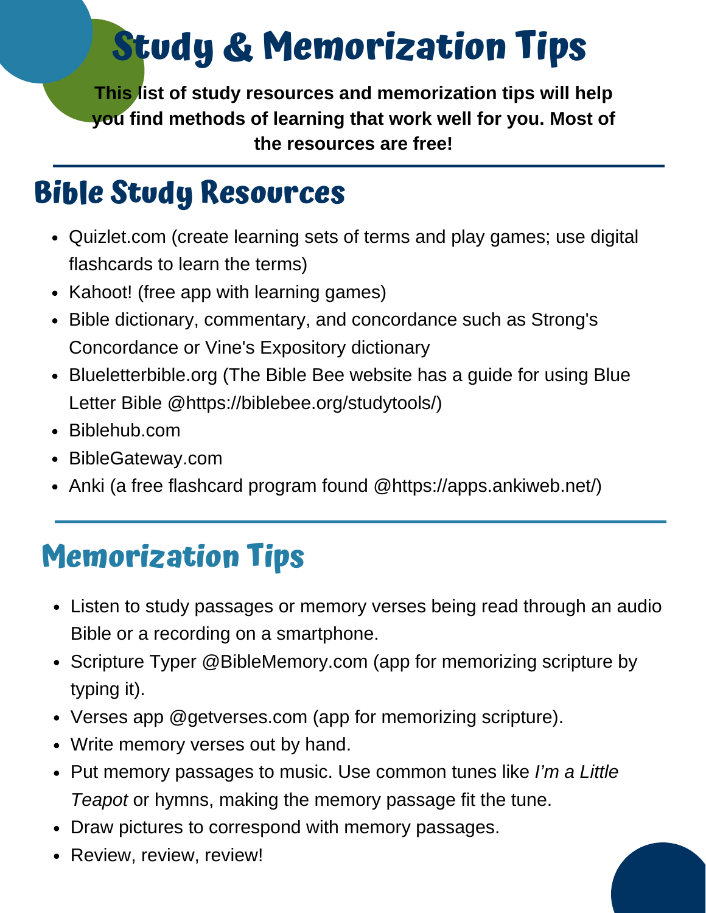# Study & Memorization Tips

**This list of study resources and memorization tips will help you find methods of learning that work well for you. Most of the resources are free!**

## Bible Study Resources

- Quizlet.com (create learning sets of terms and play games; use digital flashcards to learn the terms)
- Kahoot! (free app with learning games)
- Bible dictionary, commentary, and concordance such as Strong's Concordance or Vine's Expository dictionary
- Blueletterbible.org (The Bible Bee website has a guide for using Blue Letter Bible @https://biblebee.org/studytools/)
- Biblehub.com
- BibleGateway.com
- Anki (a free flashcard program found @https://apps.ankiweb.net/)

## Memorization Tips

- Listen to study passages or memory verses being read through an audio Bible or a recording on a smartphone.
- Scripture Typer @BibleMemory.com (app for memorizing scripture by typing it).
- Verses app @getverses.com (app for memorizing scripture).
- Write memory verses out by hand.
- Put memory passages to music. Use common tunes like *I'm a Little Teapot* or hymns, making the memory passage fit the tune.
- Draw pictures to correspond with memory passages.
- Review, review, review!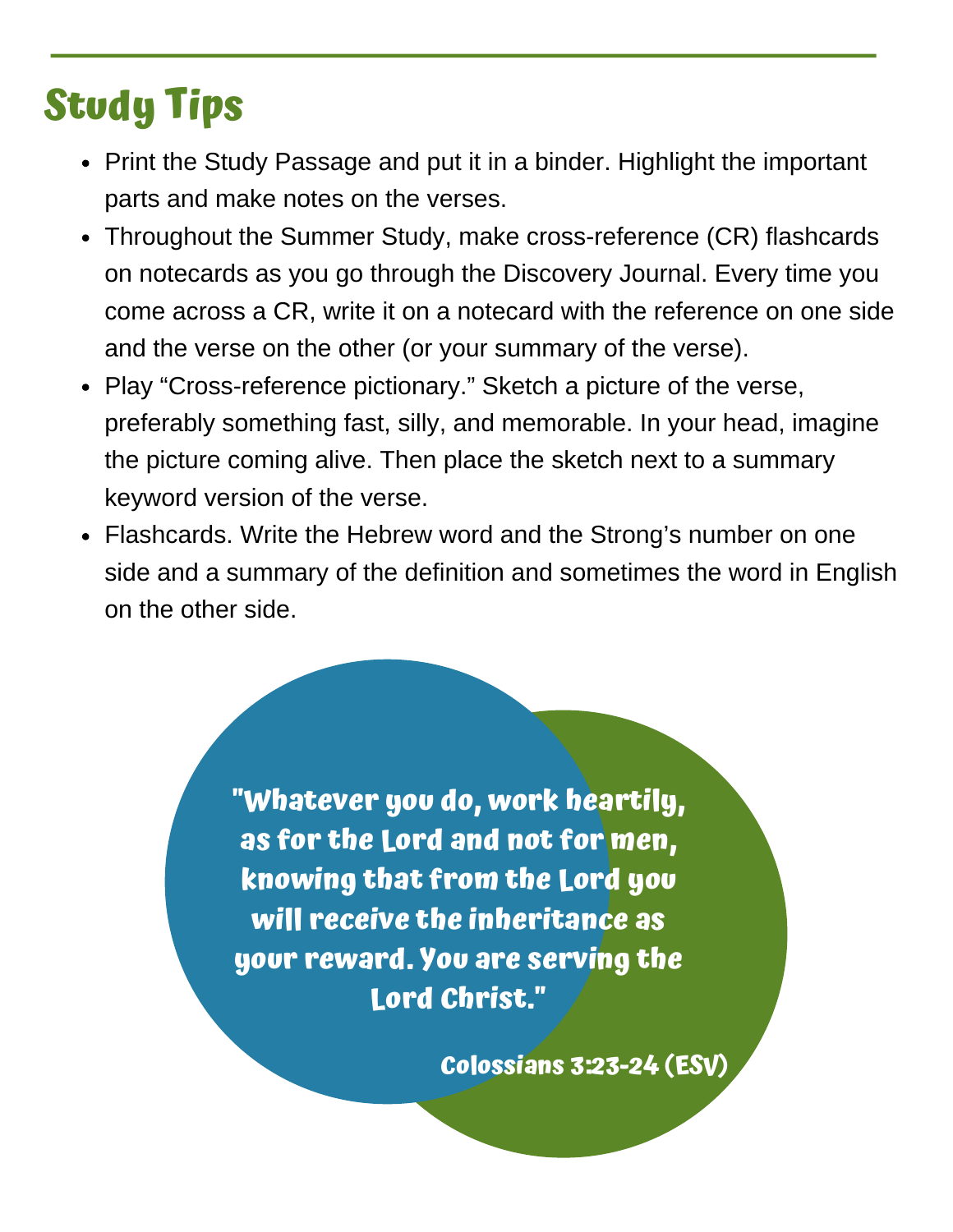## Study Tips

- Print the Study Passage and put it in a binder. Highlight the important parts and make notes on the verses.
- Throughout the Summer Study, make cross-reference (CR) flashcards on notecards as you go through the Discovery Journal. Every time you come across a CR, write it on a notecard with the reference on one side and the verse on the other (or your summary of the verse).
- Play "Cross-reference pictionary." Sketch a picture of the verse, preferably something fast, silly, and memorable. In your head, imagine the picture coming alive. Then place the sketch next to a summary keyword version of the verse.
- Flashcards. Write the Hebrew word and the Strong's number on one side and a summary of the definition and sometimes the word in English on the other side.

**"Whatever you do, work heartily, as for the Lord and not for men, knowing that from the Lord you will receive the inheritance as your reward. You are serving the Lord Christ."**

**Colossians 3:23-24 (ESV)**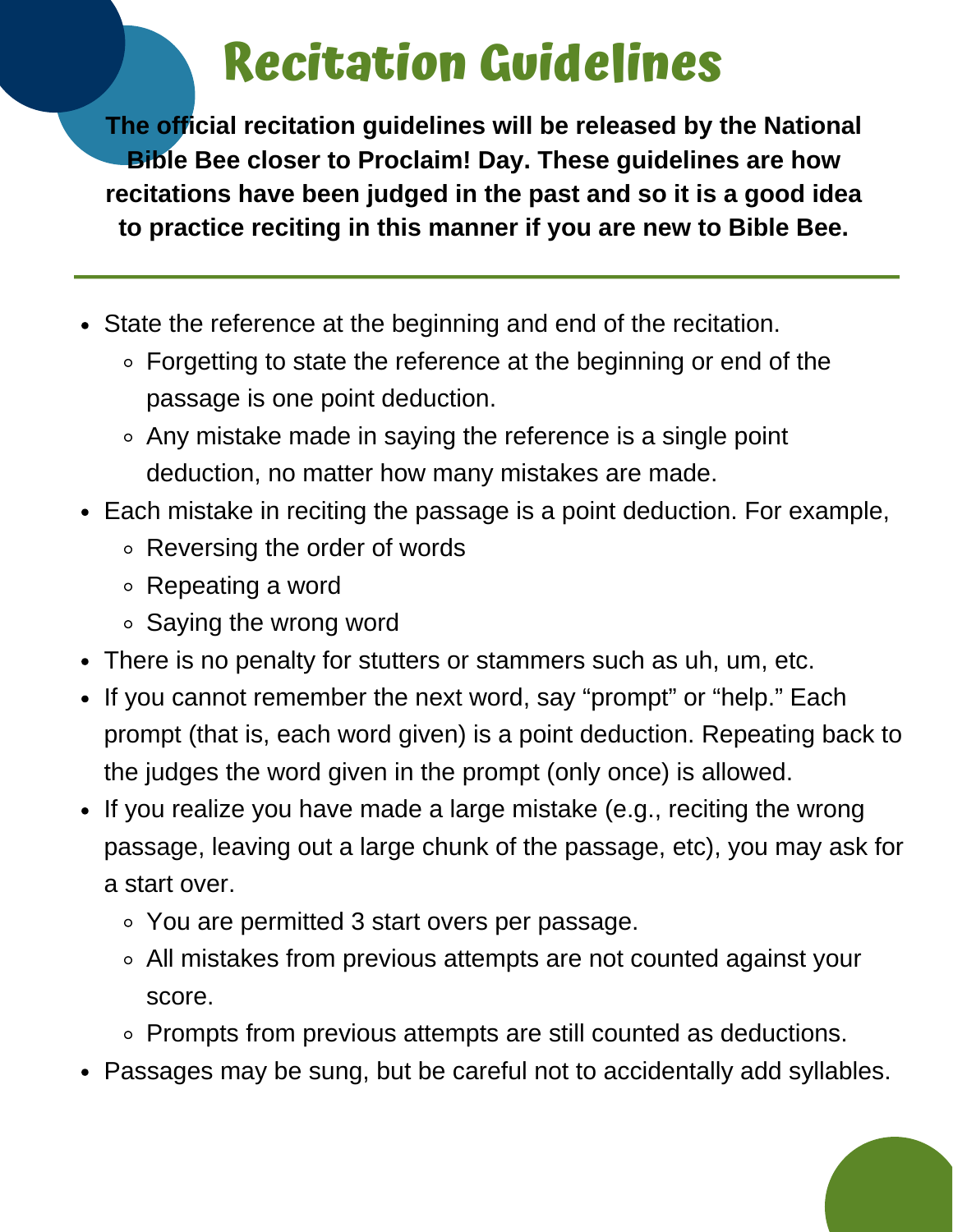# Recitation Guidelines

**The official recitation guidelines will be released by the National Bible Bee closer to Proclaim! Day. These guidelines are how recitations have been judged in the past and so it is a good idea to practice reciting in this manner if you are new to Bible Bee.**

---

- State the reference at the beginning and end of the recitation.
  - Forgetting to state the reference at the beginning or end of the passage is one point deduction.
  - Any mistake made in saying the reference is a single point deduction, no matter how many mistakes are made.
- Each mistake in reciting the passage is a point deduction. For example,
  - Reversing the order of words
  - Repeating a word
  - Saying the wrong word
- There is no penalty for stutters or stammers such as uh, um, etc.
- If you cannot remember the next word, say “prompt” or “help.” Each prompt (that is, each word given) is a point deduction. Repeating back to the judges the word given in the prompt (only once) is allowed.
- If you realize you have made a large mistake (e.g., reciting the wrong passage, leaving out a large chunk of the passage, etc), you may ask for a start over.
  - You are permitted 3 start overs per passage.
  - All mistakes from previous attempts are not counted against your score.
  - Prompts from previous attempts are still counted as deductions.
- Passages may be sung, but be careful not to accidentally add syllables.